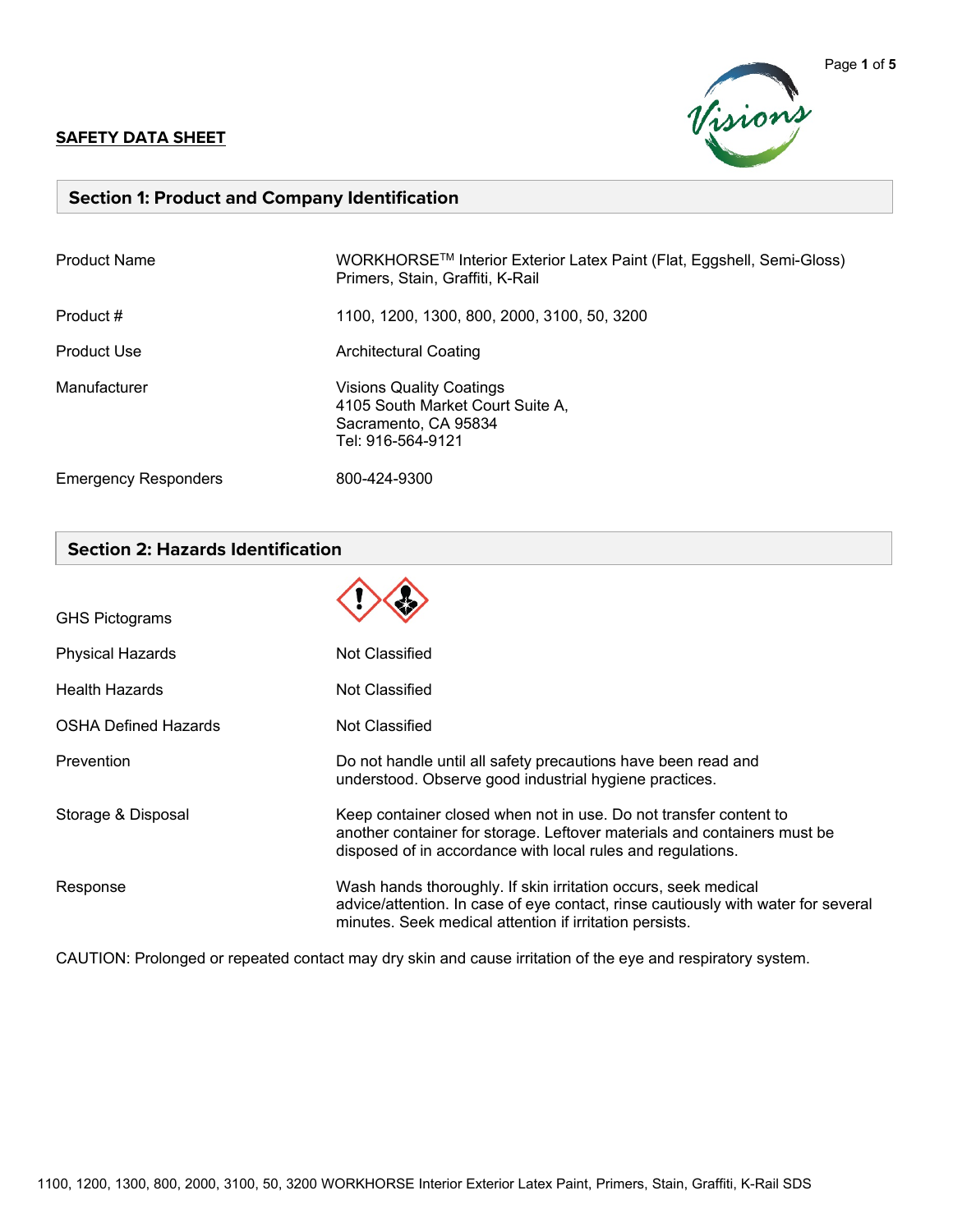**SAFETY DATA SHEET**

## Section 1: Product and Company Identification

| | |
|---|---|
| Product Name | WORKHORSE[TM] Interior Exterior Latex Paint (Flat, Eggshell, Semi-Gloss) Primers, Stain, Graffiti, K-Rail |
| Product # | 1100, 1200, 1300, 800, 2000, 3100, 50, 3200 |
| Product Use | Architectural Coating |
| Manufacturer | Visions Quality Coatings<br>4105 South Market Court Suite A,<br>Sacramento, CA 95834<br>Tel: 916-564-9121 |
| Emergency Responders | 800-424-9300 |

## Section 2: Hazards Identification

| | |
|---|---|
| GHS Pictograms | |
| Physical Hazards | Not Classified |
| Health Hazards | Not Classified |
| OSHA Defined Hazards | Not Classified |
| Prevention | Do not handle until all safety precautions have been read and understood. Observe good industrial hygiene practices. |
| Storage & Disposal | Keep container closed when not in use. Do not transfer content to another container for storage. Leftover materials and containers must be disposed of in accordance with local rules and regulations. |
| Response | Wash hands thoroughly. If skin irritation occurs, seek medical advice/attention. In case of eye contact, rinse cautiously with water for several minutes. Seek medical attention if irritation persists. |

CAUTION: Prolonged or repeated contact may dry skin and cause irritation of the eye and respiratory system.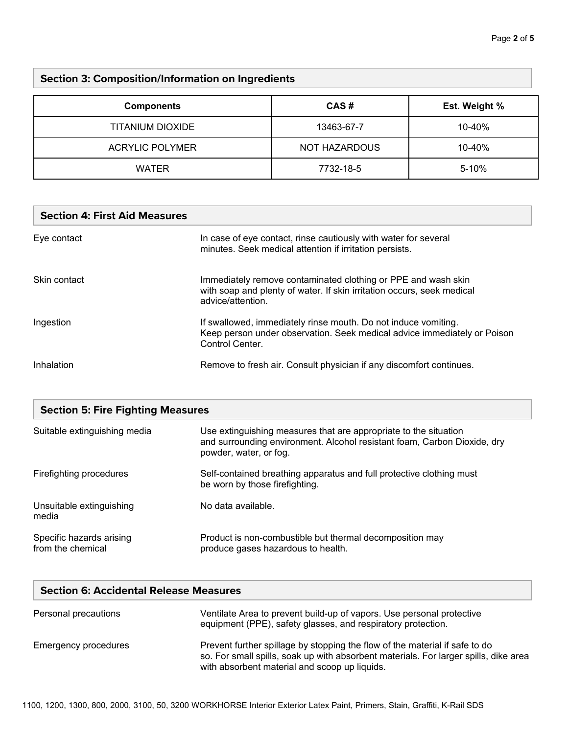## Section 3: Composition/Information on Ingredients

| Components | CAS # | Est. Weight % |
| --- | --- | --- |
| TITANIUM DIOXIDE | 13463-67-7 | 10-40% |
| ACRYLIC POLYMER | NOT HAZARDOUS | 10-40% |
| WATER | 7732-18-5 | 5-10% |

## Section 4: First Aid Measures

**Eye contact**
In case of eye contact, rinse cautiously with water for several minutes. Seek medical attention if irritation persists.

**Skin contact**
Immediately remove contaminated clothing or PPE and wash skin with soap and plenty of water. If skin irritation occurs, seek medical advice/attention.

**Ingestion**
If swallowed, immediately rinse mouth. Do not induce vomiting. Keep person under observation. Seek medical advice immediately or Poison Control Center.

**Inhalation**
Remove to fresh air. Consult physician if any discomfort continues.

## Section 5: Fire Fighting Measures

**Suitable extinguishing media**
Use extinguishing measures that are appropriate to the situation and surrounding environment. Alcohol resistant foam, Carbon Dioxide, dry powder, water, or fog.

**Firefighting procedures**
Self-contained breathing apparatus and full protective clothing must be worn by those firefighting.

**Unsuitable extinguishing media**
No data available.

**Specific hazards arising from the chemical**
Product is non-combustible but thermal decomposition may produce gases hazardous to health.

## Section 6: Accidental Release Measures

**Personal precautions**
Ventilate Area to prevent build-up of vapors. Use personal protective equipment (PPE), safety glasses, and respiratory protection.

**Emergency procedures**
Prevent further spillage by stopping the flow of the material if safe to do so. For small spills, soak up with absorbent materials. For larger spills, dike area with absorbent material and scoop up liquids.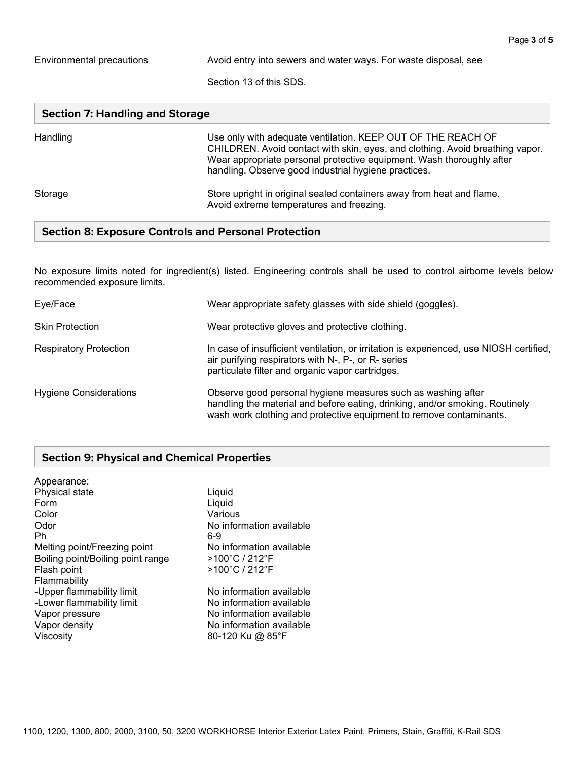| | |
|---|---|
| Environmental precautions | Avoid entry into sewers and water ways. For waste disposal, see Section 13 of this SDS. |

## Section 7: Handling and Storage

| | |
|---|---|
| Handling | Use only with adequate ventilation. KEEP OUT OF THE REACH OF CHILDREN. Avoid contact with skin, eyes, and clothing. Avoid breathing vapor. Wear appropriate personal protective equipment. Wash thoroughly after handling. Observe good industrial hygiene practices. |
| Storage | Store upright in original sealed containers away from heat and flame. Avoid extreme temperatures and freezing. |

## Section 8: Exposure Controls and Personal Protection

No exposure limits noted for ingredient(s) listed. Engineering controls shall be used to control airborne levels below recommended exposure limits.

| | |
|---|---|
| Eye/Face | Wear appropriate safety glasses with side shield (goggles). |
| Skin Protection | Wear protective gloves and protective clothing. |
| Respiratory Protection | In case of insufficient ventilation, or irritation is experienced, use NIOSH certified, air purifying respirators with N-, P-, or R- series particulate filter and organic vapor cartridges. |
| Hygiene Considerations | Observe good personal hygiene measures such as washing after handling the material and before eating, drinking, and/or smoking. Routinely wash work clothing and protective equipment to remove contaminants. |

## Section 9: Physical and Chemical Properties

| | |
|---|---|
| Appearance: | |
| Physical state | Liquid |
| Form | Liquid |
| Color | Various |
| Odor | No information available |
| Ph | 6-9 |
| Melting point/Freezing point | No information available |
| Boiling point/Boiling point range | >100°C / 212°F |
| Flash point | >100°C / 212°F |
| Flammability | |
| -Upper flammability limit | No information available |
| -Lower flammability limit | No information available |
| Vapor pressure | No information available |
| Vapor density | No information available |
| Viscosity | 80-120 Ku @ 85°F |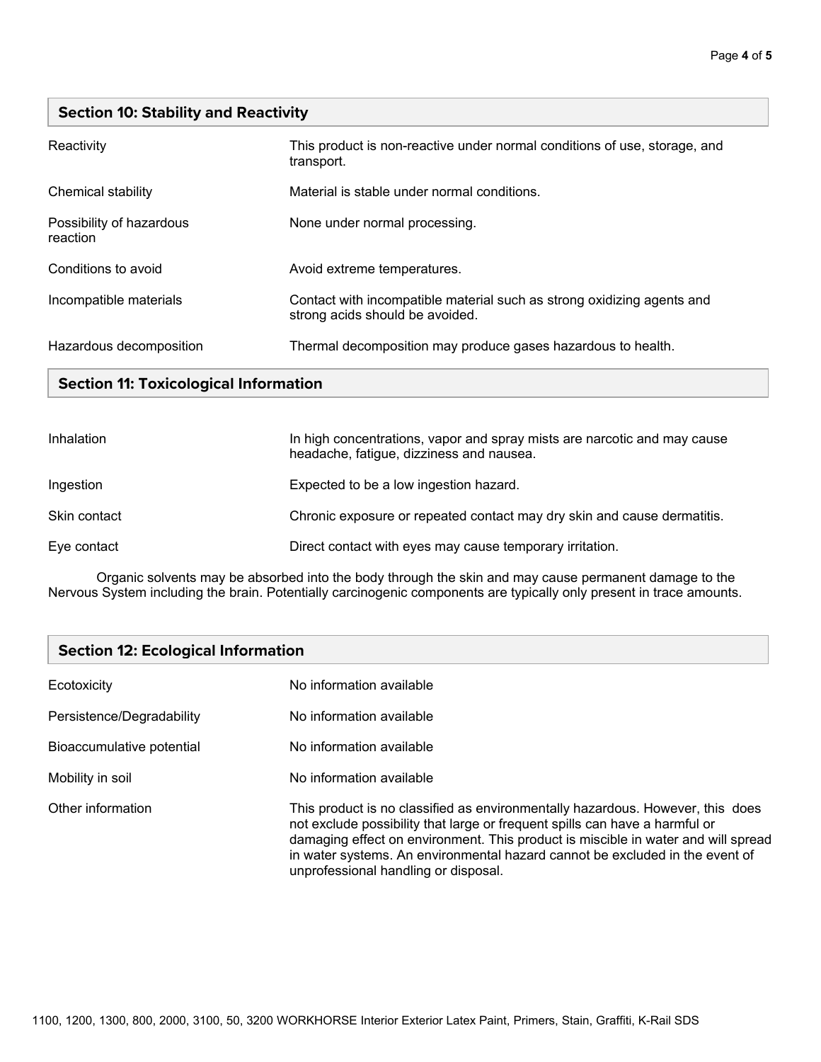## Section 10: Stability and Reactivity

| | |
|---|---|
| Reactivity | This product is non-reactive under normal conditions of use, storage, and transport. |
| Chemical stability | Material is stable under normal conditions. |
| Possibility of hazardous reaction | None under normal processing. |
| Conditions to avoid | Avoid extreme temperatures. |
| Incompatible materials | Contact with incompatible material such as strong oxidizing agents and strong acids should be avoided. |
| Hazardous decomposition | Thermal decomposition may produce gases hazardous to health. |

## Section 11: Toxicological Information

| | |
|---|---|
| Inhalation | In high concentrations, vapor and spray mists are narcotic and may cause headache, fatigue, dizziness and nausea. |
| Ingestion | Expected to be a low ingestion hazard. |
| Skin contact | Chronic exposure or repeated contact may dry skin and cause dermatitis. |
| Eye contact | Direct contact with eyes may cause temporary irritation. |

Organic solvents may be absorbed into the body through the skin and may cause permanent damage to the Nervous System including the brain. Potentially carcinogenic components are typically only present in trace amounts.

## Section 12: Ecological Information

| | |
|---|---|
| Ecotoxicity | No information available |
| Persistence/Degradability | No information available |
| Bioaccumulative potential | No information available |
| Mobility in soil | No information available |
| Other information | This product is no classified as environmentally hazardous. However, this does not exclude possibility that large or frequent spills can have a harmful or damaging effect on environment. This product is miscible in water and will spread in water systems. An environmental hazard cannot be excluded in the event of unprofessional handling or disposal. |

1100, 1200, 1300, 800, 2000, 3100, 50, 3200 WORKHORSE Interior Exterior Latex Paint, Primers, Stain, Graffiti, K-Rail SDS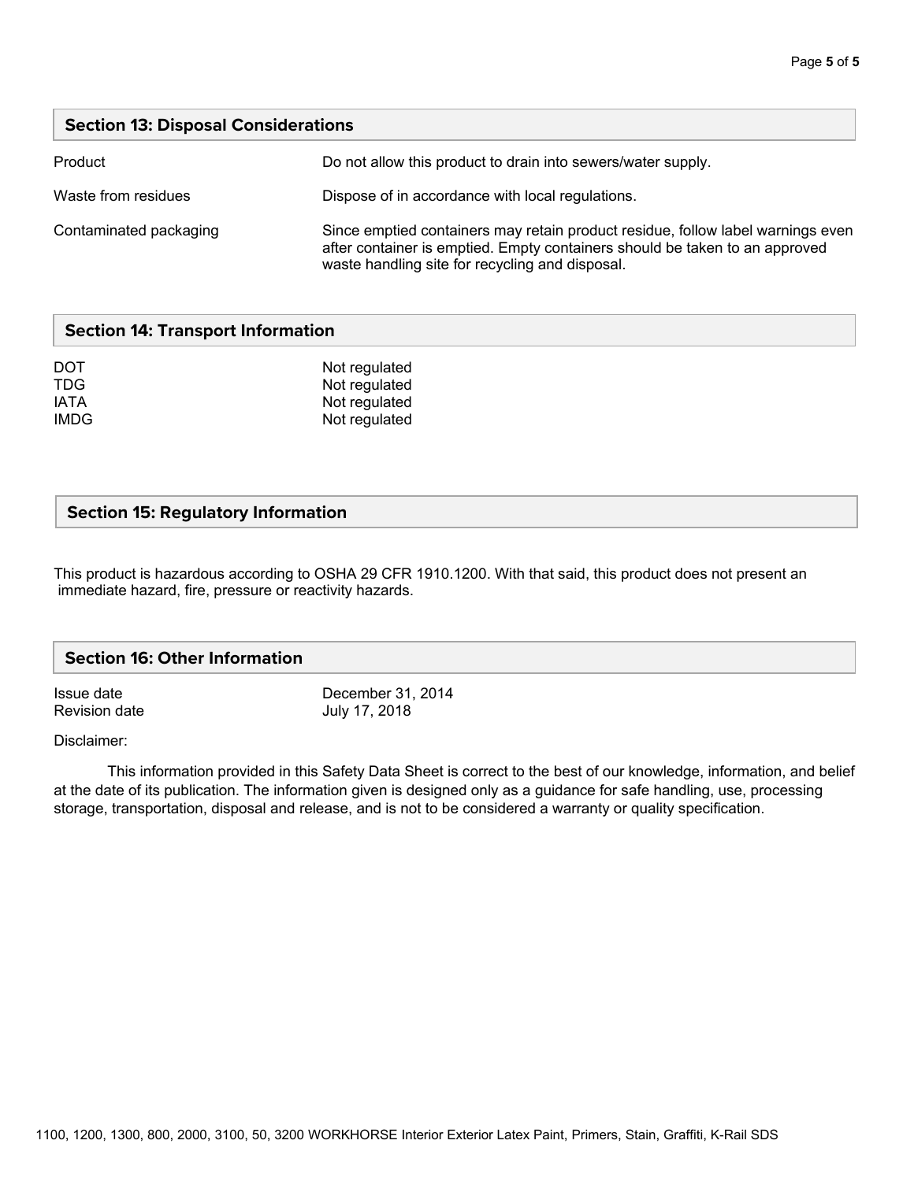## Section 13: Disposal Considerations

| | |
|---|---|
| Product | Do not allow this product to drain into sewers/water supply. |
| Waste from residues | Dispose of in accordance with local regulations. |
| Contaminated packaging | Since emptied containers may retain product residue, follow label warnings even after container is emptied. Empty containers should be taken to an approved waste handling site for recycling and disposal. |

## Section 14: Transport Information

| | |
|---|---|
| DOT | Not regulated |
| TDG | Not regulated |
| IATA | Not regulated |
| IMDG | Not regulated |

## Section 15: Regulatory Information

This product is hazardous according to OSHA 29 CFR 1910.1200. With that said, this product does not present an immediate hazard, fire, pressure or reactivity hazards.

## Section 16: Other Information

| | |
|---|---|
| Issue date | December 31, 2014 |
| Revision date | July 17, 2018 |

Disclaimer:

This information provided in this Safety Data Sheet is correct to the best of our knowledge, information, and belief at the date of its publication. The information given is designed only as a guidance for safe handling, use, processing storage, transportation, disposal and release, and is not to be considered a warranty or quality specification.